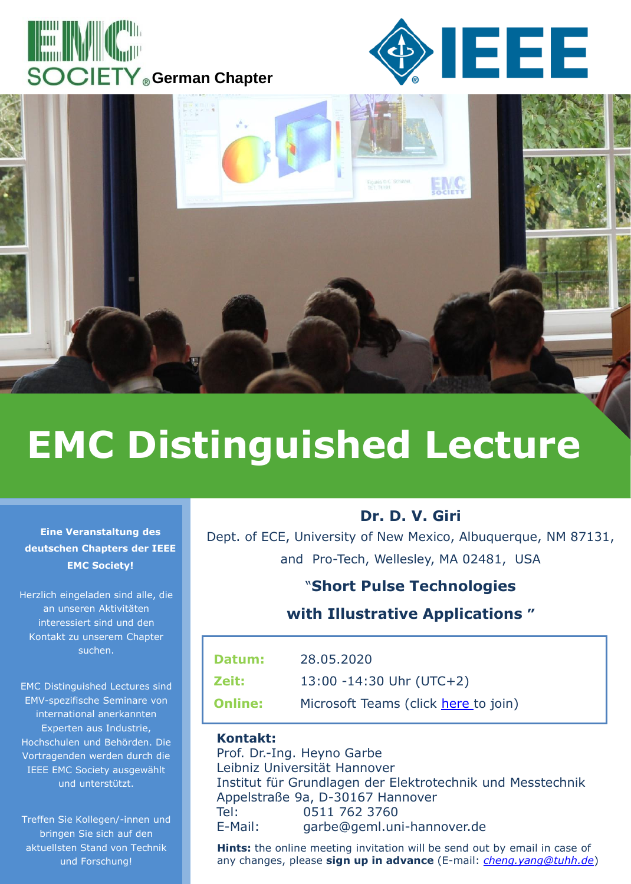EMC SOCIETY German Chapter

IEEE

# EMC Distinguished Lecture

**Eine Veranstaltung des deutschen Chapters der IEEE EMC Society!**

Herzlich eingeladen sind alle, die an unseren Aktivitäten interessiert sind und den Kontakt zu unserem Chapter suchen.

EMC Distinguished Lectures sind EMV-spezifische Seminare von international anerkannten Experten aus Industrie, Hochschulen und Behörden. Die Vortragenden werden durch die IEEE EMC Society ausgewählt und unterstützt.

Treffen Sie Kollegen/-innen und bringen Sie sich auf den aktuellsten Stand von Technik und Forschung!

## Dr. D. V. Giri

Dept. of ECE, University of New Mexico, Albuquerque, NM 87131, and Pro-Tech, Wellesley, MA 02481, USA

## "Short Pulse Technologies with Illustrative Applications "

| | |
|---|---|
| **Datum:** | 28.05.2020 |
| **Zeit:** | 13:00 -14:30 Uhr (UTC+2) |
| **Online:** | Microsoft Teams (click here to join) |

**Kontakt:**
Prof. Dr.-Ing. Heyno Garbe
Leibniz Universität Hannover
Institut für Grundlagen der Elektrotechnik und Messtechnik
Appelstraße 9a, D-30167 Hannover
Tel: 0511 762 3760
E-Mail: garbe@geml.uni-hannover.de

**Hints:** the online meeting invitation will be send out by email in case of any changes, please **sign up in advance** (E-mail: *cheng.yang@tuhh.de*)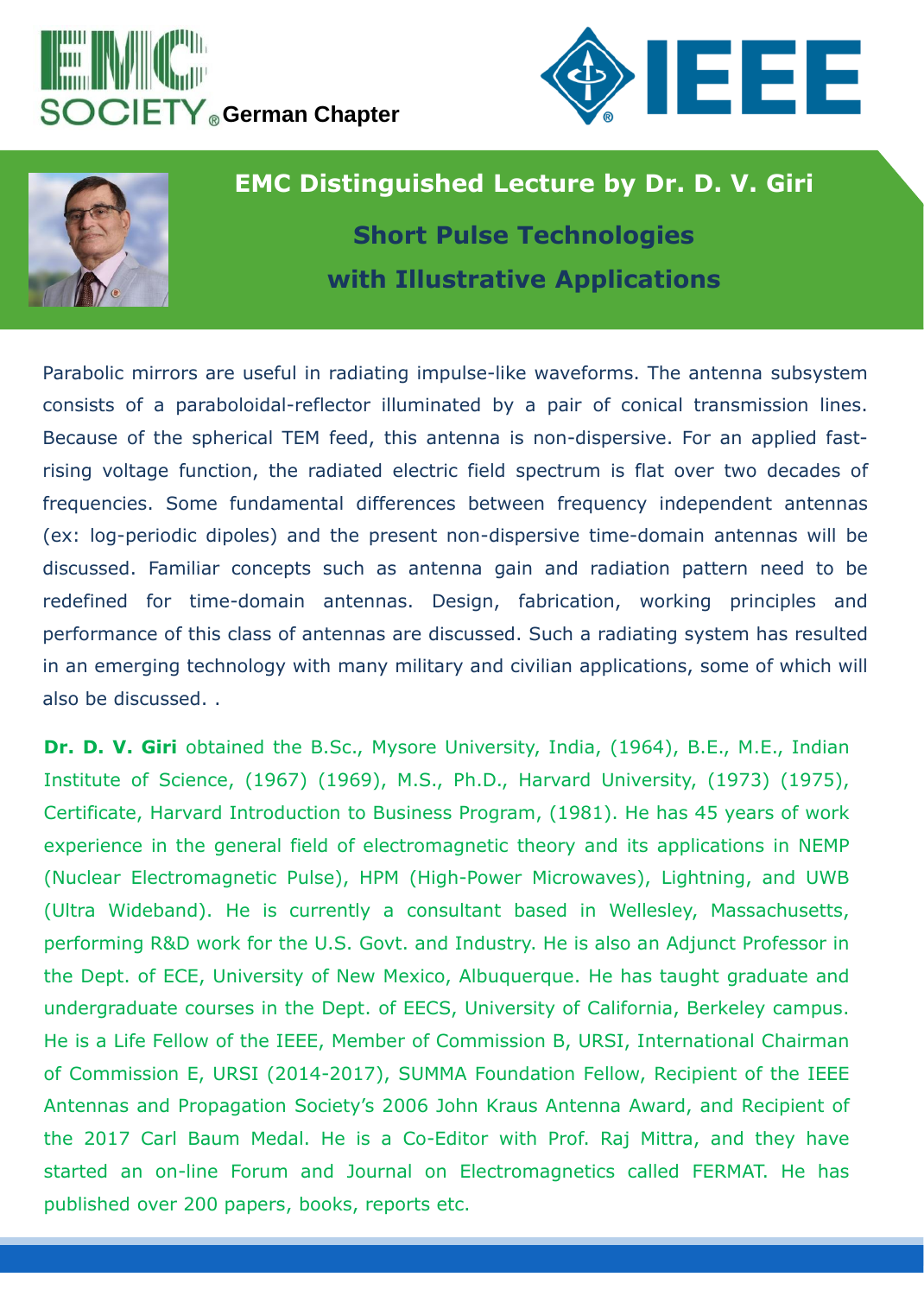EMC SOCIETY German Chapter

IEEE

# EMC Distinguished Lecture by Dr. D. V. Giri

## Short Pulse Technologies with Illustrative Applications

Parabolic mirrors are useful in radiating impulse-like waveforms. The antenna subsystem consists of a paraboloidal-reflector illuminated by a pair of conical transmission lines. Because of the spherical TEM feed, this antenna is non-dispersive. For an applied fast-rising voltage function, the radiated electric field spectrum is flat over two decades of frequencies. Some fundamental differences between frequency independent antennas (ex: log-periodic dipoles) and the present non-dispersive time-domain antennas will be discussed. Familiar concepts such as antenna gain and radiation pattern need to be redefined for time-domain antennas. Design, fabrication, working principles and performance of this class of antennas are discussed. Such a radiating system has resulted in an emerging technology with many military and civilian applications, some of which will also be discussed. .

**Dr. D. V. Giri** obtained the B.Sc., Mysore University, India, (1964), B.E., M.E., Indian Institute of Science, (1967) (1969), M.S., Ph.D., Harvard University, (1973) (1975), Certificate, Harvard Introduction to Business Program, (1981). He has 45 years of work experience in the general field of electromagnetic theory and its applications in NEMP (Nuclear Electromagnetic Pulse), HPM (High-Power Microwaves), Lightning, and UWB (Ultra Wideband). He is currently a consultant based in Wellesley, Massachusetts, performing R&D work for the U.S. Govt. and Industry. He is also an Adjunct Professor in the Dept. of ECE, University of New Mexico, Albuquerque. He has taught graduate and undergraduate courses in the Dept. of EECS, University of California, Berkeley campus. He is a Life Fellow of the IEEE, Member of Commission B, URSI, International Chairman of Commission E, URSI (2014-2017), SUMMA Foundation Fellow, Recipient of the IEEE Antennas and Propagation Society's 2006 John Kraus Antenna Award, and Recipient of the 2017 Carl Baum Medal. He is a Co-Editor with Prof. Raj Mittra, and they have started an on-line Forum and Journal on Electromagnetics called FERMAT. He has published over 200 papers, books, reports etc.